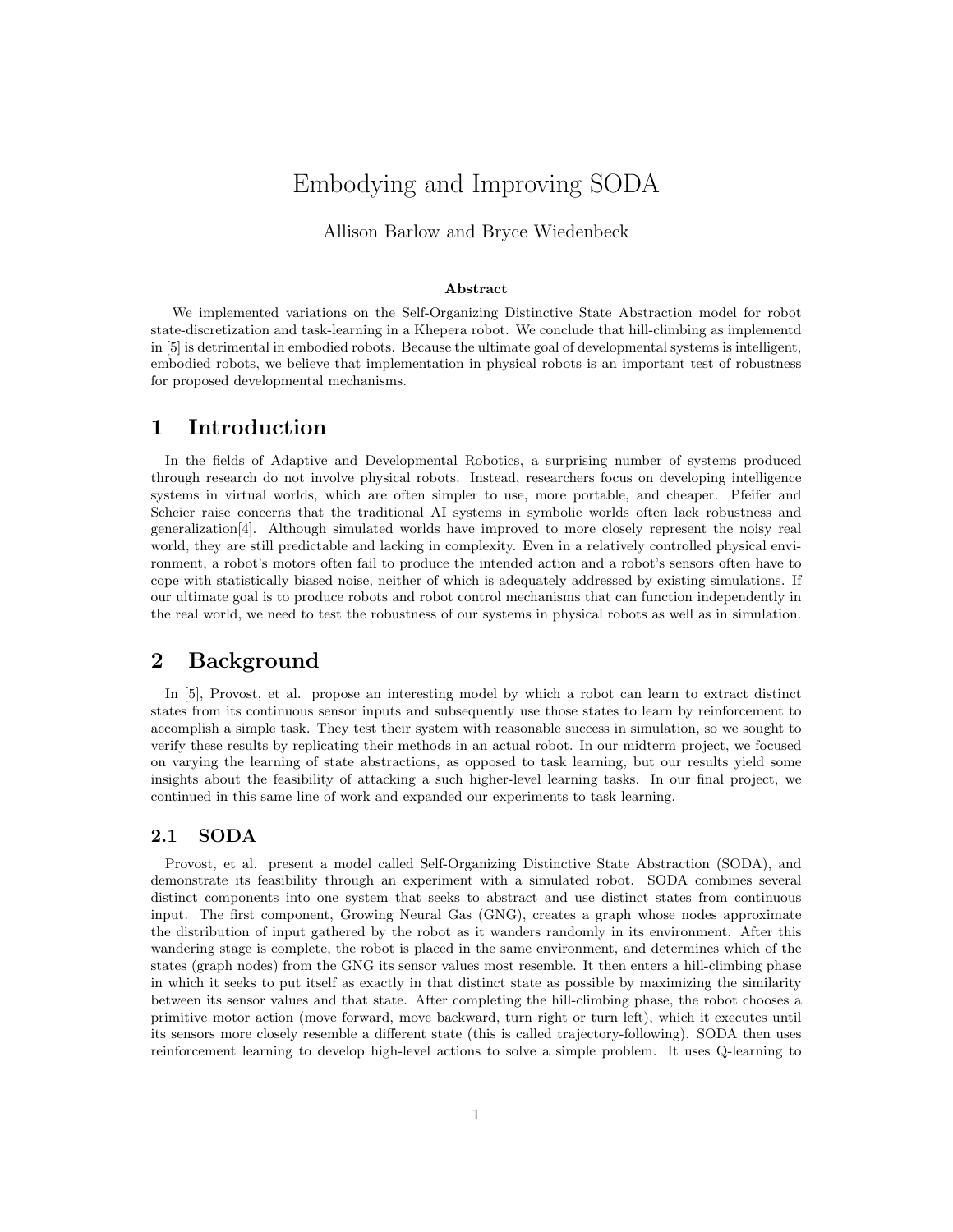# Embodying and Improving SODA

Allison Barlow and Bryce Wiedenbeck

### Abstract

We implemented variations on the Self-Organizing Distinctive State Abstraction model for robot state-discretization and task-learning in a Khepera robot. We conclude that hill-climbing as implementd in [5] is detrimental in embodied robots. Because the ultimate goal of developmental systems is intelligent, embodied robots, we believe that implementation in physical robots is an important test of robustness for proposed developmental mechanisms.

## 1 Introduction

In the fields of Adaptive and Developmental Robotics, a surprising number of systems produced through research do not involve physical robots. Instead, researchers focus on developing intelligence systems in virtual worlds, which are often simpler to use, more portable, and cheaper. Pfeifer and Scheier raise concerns that the traditional AI systems in symbolic worlds often lack robustness and generalization[4]. Although simulated worlds have improved to more closely represent the noisy real world, they are still predictable and lacking in complexity. Even in a relatively controlled physical environment, a robot's motors often fail to produce the intended action and a robot's sensors often have to cope with statistically biased noise, neither of which is adequately addressed by existing simulations. If our ultimate goal is to produce robots and robot control mechanisms that can function independently in the real world, we need to test the robustness of our systems in physical robots as well as in simulation.

## 2 Background

In [5], Provost, et al. propose an interesting model by which a robot can learn to extract distinct states from its continuous sensor inputs and subsequently use those states to learn by reinforcement to accomplish a simple task. They test their system with reasonable success in simulation, so we sought to verify these results by replicating their methods in an actual robot. In our midterm project, we focused on varying the learning of state abstractions, as opposed to task learning, but our results yield some insights about the feasibility of attacking a such higher-level learning tasks. In our final project, we continued in this same line of work and expanded our experiments to task learning.

### 2.1 SODA

Provost, et al. present a model called Self-Organizing Distinctive State Abstraction (SODA), and demonstrate its feasibility through an experiment with a simulated robot. SODA combines several distinct components into one system that seeks to abstract and use distinct states from continuous input. The first component, Growing Neural Gas (GNG), creates a graph whose nodes approximate the distribution of input gathered by the robot as it wanders randomly in its environment. After this wandering stage is complete, the robot is placed in the same environment, and determines which of the states (graph nodes) from the GNG its sensor values most resemble. It then enters a hill-climbing phase in which it seeks to put itself as exactly in that distinct state as possible by maximizing the similarity between its sensor values and that state. After completing the hill-climbing phase, the robot chooses a primitive motor action (move forward, move backward, turn right or turn left), which it executes until its sensors more closely resemble a different state (this is called trajectory-following). SODA then uses reinforcement learning to develop high-level actions to solve a simple problem. It uses Q-learning to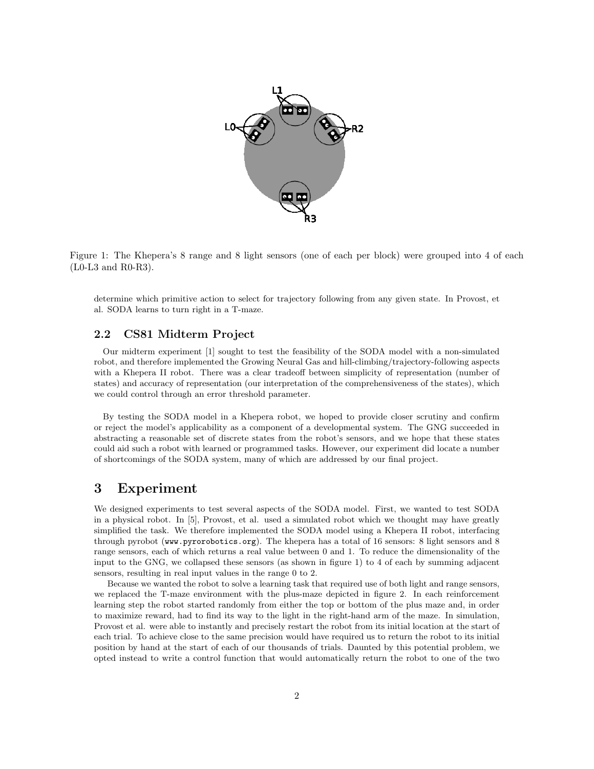Figure 1: The Khepera's 8 range and 8 light sensors (one of each per block) were grouped into 4 of each (L0-L3 and R0-R3).

determine which primitive action to select for trajectory following from any given state. In Provost, et al. SODA learns to turn right in a T-maze.

### 2.2 CS81 Midterm Project

Our midterm experiment [1] sought to test the feasibility of the SODA model with a non-simulated robot, and therefore implemented the Growing Neural Gas and hill-climbing/trajectory-following aspects with a Khepera II robot. There was a clear tradeoff between simplicity of representation (number of states) and accuracy of representation (our interpretation of the comprehensiveness of the states), which we could control through an error threshold parameter.

By testing the SODA model in a Khepera robot, we hoped to provide closer scrutiny and confirm or reject the model's applicability as a component of a developmental system. The GNG succeeded in abstracting a reasonable set of discrete states from the robot's sensors, and we hope that these states could aid such a robot with learned or programmed tasks. However, our experiment did locate a number of shortcomings of the SODA system, many of which are addressed by our final project.

## 3 Experiment

We designed experiments to test several aspects of the SODA model. First, we wanted to test SODA in a physical robot. In [5], Provost, et al. used a simulated robot which we thought may have greatly simplified the task. We therefore implemented the SODA model using a Khepera II robot, interfacing through pyrobot (`www.pyrorobotics.org`). The khepera has a total of 16 sensors: 8 light sensors and 8 range sensors, each of which returns a real value between 0 and 1. To reduce the dimensionality of the input to the GNG, we collapsed these sensors (as shown in figure 1) to 4 of each by summing adjacent sensors, resulting in real input values in the range 0 to 2.

Because we wanted the robot to solve a learning task that required use of both light and range sensors, we replaced the T-maze environment with the plus-maze depicted in figure 2. In each reinforcement learning step the robot started randomly from either the top or bottom of the plus maze and, in order to maximize reward, had to find its way to the light in the right-hand arm of the maze. In simulation, Provost et al. were able to instantly and precisely restart the robot from its initial location at the start of each trial. To achieve close to the same precision would have required us to return the robot to its initial position by hand at the start of each of our thousands of trials. Daunted by this potential problem, we opted instead to write a control function that would automatically return the robot to one of the two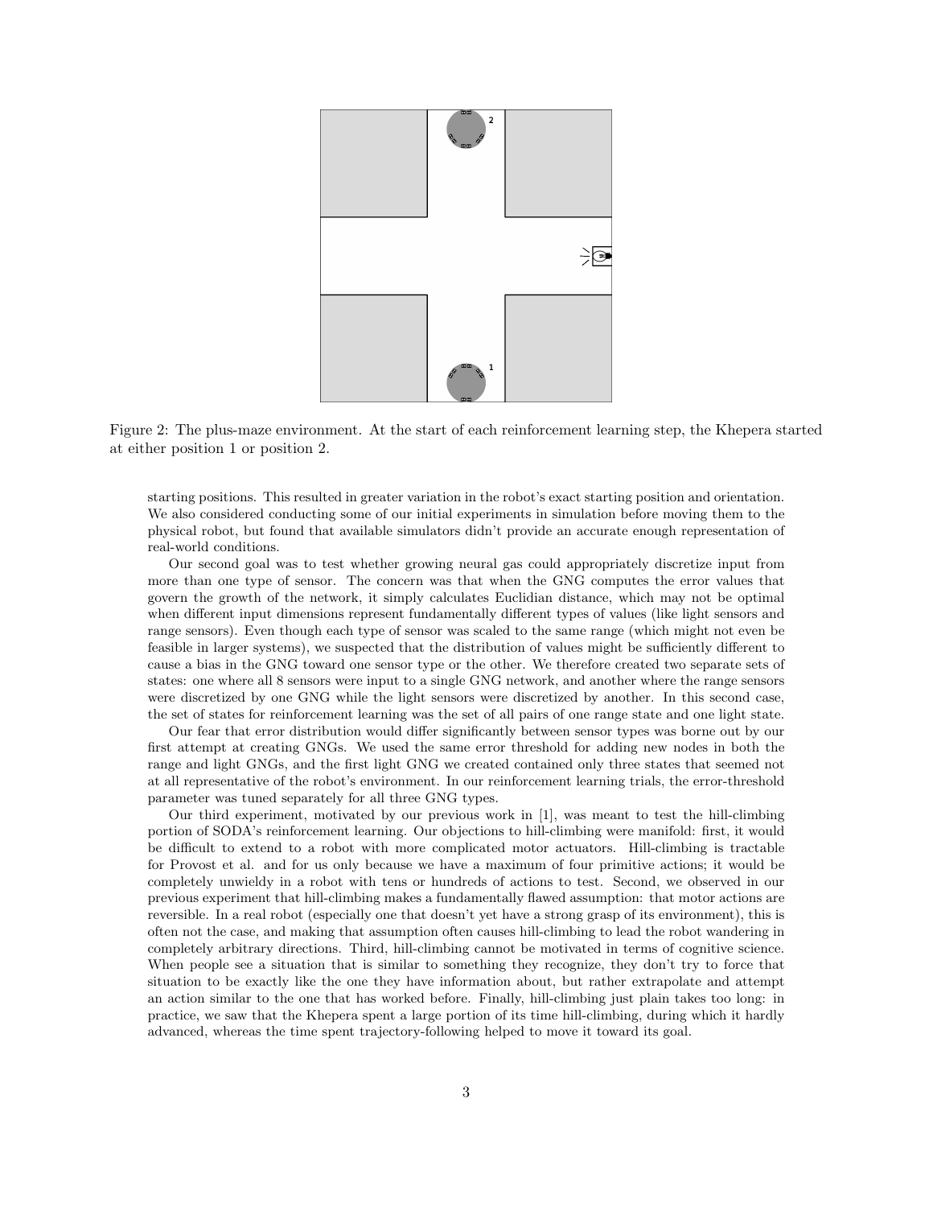Figure 2: The plus-maze environment. At the start of each reinforcement learning step, the Khepera started at either position 1 or position 2.

starting positions. This resulted in greater variation in the robot's exact starting position and orientation. We also considered conducting some of our initial experiments in simulation before moving them to the physical robot, but found that available simulators didn't provide an accurate enough representation of real-world conditions.

Our second goal was to test whether growing neural gas could appropriately discretize input from more than one type of sensor. The concern was that when the GNG computes the error values that govern the growth of the network, it simply calculates Euclidian distance, which may not be optimal when different input dimensions represent fundamentally different types of values (like light sensors and range sensors). Even though each type of sensor was scaled to the same range (which might not even be feasible in larger systems), we suspected that the distribution of values might be sufficiently different to cause a bias in the GNG toward one sensor type or the other. We therefore created two separate sets of states: one where all 8 sensors were input to a single GNG network, and another where the range sensors were discretized by one GNG while the light sensors were discretized by another. In this second case, the set of states for reinforcement learning was the set of all pairs of one range state and one light state.

Our fear that error distribution would differ significantly between sensor types was borne out by our first attempt at creating GNGs. We used the same error threshold for adding new nodes in both the range and light GNGs, and the first light GNG we created contained only three states that seemed not at all representative of the robot's environment. In our reinforcement learning trials, the error-threshold parameter was tuned separately for all three GNG types.

Our third experiment, motivated by our previous work in [1], was meant to test the hill-climbing portion of SODA's reinforcement learning. Our objections to hill-climbing were manifold: first, it would be difficult to extend to a robot with more complicated motor actuators. Hill-climbing is tractable for Provost et al. and for us only because we have a maximum of four primitive actions; it would be completely unwieldy in a robot with tens or hundreds of actions to test. Second, we observed in our previous experiment that hill-climbing makes a fundamentally flawed assumption: that motor actions are reversible. In a real robot (especially one that doesn't yet have a strong grasp of its environment), this is often not the case, and making that assumption often causes hill-climbing to lead the robot wandering in completely arbitrary directions. Third, hill-climbing cannot be motivated in terms of cognitive science. When people see a situation that is similar to something they recognize, they don't try to force that situation to be exactly like the one they have information about, but rather extrapolate and attempt an action similar to the one that has worked before. Finally, hill-climbing just plain takes too long: in practice, we saw that the Khepera spent a large portion of its time hill-climbing, during which it hardly advanced, whereas the time spent trajectory-following helped to move it toward its goal.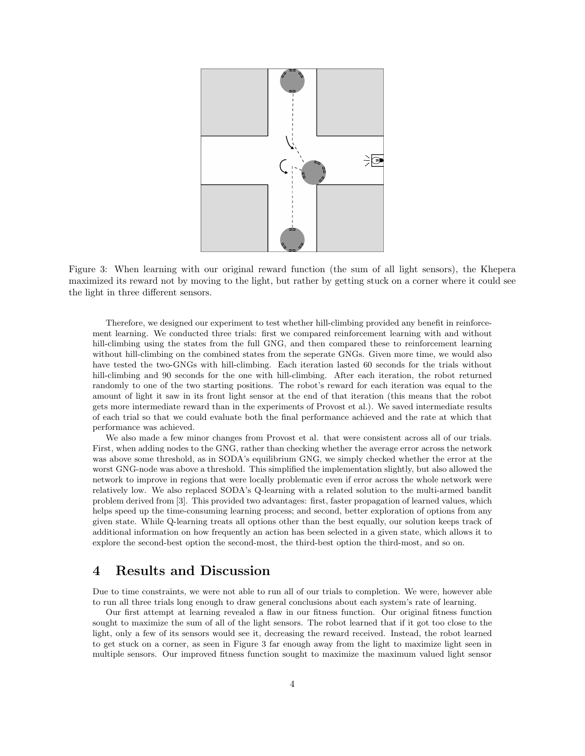Figure 3: When learning with our original reward function (the sum of all light sensors), the Khepera maximized its reward not by moving to the light, but rather by getting stuck on a corner where it could see the light in three different sensors.

Therefore, we designed our experiment to test whether hill-climbing provided any benefit in reinforcement learning. We conducted three trials: first we compared reinforcement learning with and without hill-climbing using the states from the full GNG, and then compared these to reinforcement learning without hill-climbing on the combined states from the seperate GNGs. Given more time, we would also have tested the two-GNGs with hill-climbing. Each iteration lasted 60 seconds for the trials without hill-climbing and 90 seconds for the one with hill-climbing. After each iteration, the robot returned randomly to one of the two starting positions. The robot's reward for each iteration was equal to the amount of light it saw in its front light sensor at the end of that iteration (this means that the robot gets more intermediate reward than in the experiments of Provost et al.). We saved intermediate results of each trial so that we could evaluate both the final performance achieved and the rate at which that performance was achieved.

We also made a few minor changes from Provost et al. that were consistent across all of our trials. First, when adding nodes to the GNG, rather than checking whether the average error across the network was above some threshold, as in SODA's equilibrium GNG, we simply checked whether the error at the worst GNG-node was above a threshold. This simplified the implementation slightly, but also allowed the network to improve in regions that were locally problematic even if error across the whole network were relatively low. We also replaced SODA's Q-learning with a related solution to the multi-armed bandit problem derived from [3]. This provided two advantages: first, faster propagation of learned values, which helps speed up the time-consuming learning process; and second, better exploration of options from any given state. While Q-learning treats all options other than the best equally, our solution keeps track of additional information on how frequently an action has been selected in a given state, which allows it to explore the second-best option the second-most, the third-best option the third-most, and so on.

# 4 Results and Discussion

Due to time constraints, we were not able to run all of our trials to completion. We were, however able to run all three trials long enough to draw general conclusions about each system's rate of learning.

Our first attempt at learning revealed a flaw in our fitness function. Our original fitness function sought to maximize the sum of all of the light sensors. The robot learned that if it got too close to the light, only a few of its sensors would see it, decreasing the reward received. Instead, the robot learned to get stuck on a corner, as seen in Figure 3 far enough away from the light to maximize light seen in multiple sensors. Our improved fitness function sought to maximize the maximum valued light sensor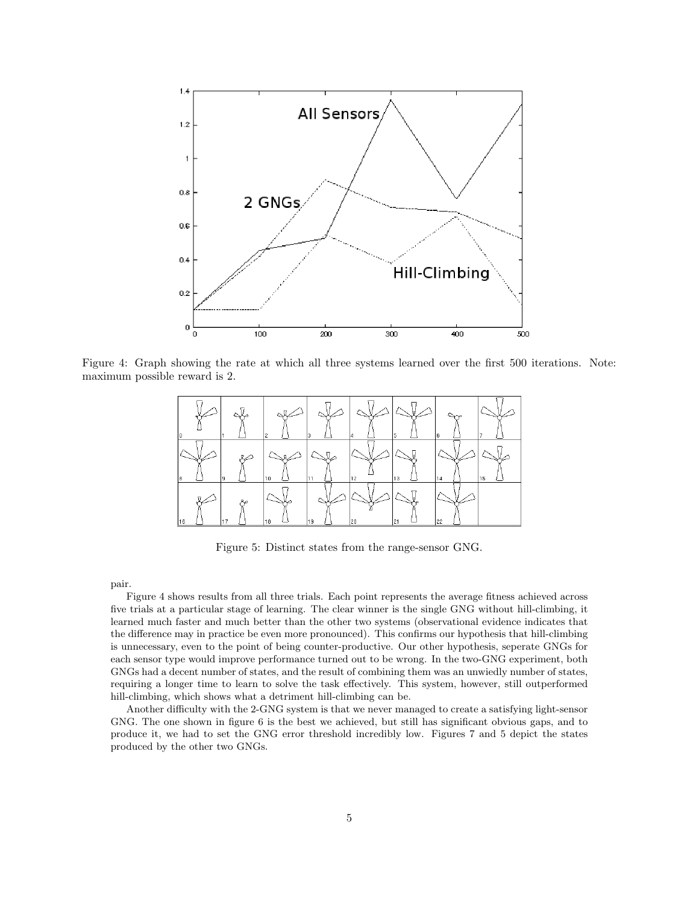Figure 4: Graph showing the rate at which all three systems learned over the first 500 iterations. Note: maximum possible reward is 2.

Figure 5: Distinct states from the range-sensor GNG.

pair.

Figure 4 shows results from all three trials. Each point represents the average fitness achieved across five trials at a particular stage of learning. The clear winner is the single GNG without hill-climbing, it learned much faster and much better than the other two systems (observational evidence indicates that the difference may in practice be even more pronounced). This confirms our hypothesis that hill-climbing is unnecessary, even to the point of being counter-productive. Our other hypothesis, seperate GNGs for each sensor type would improve performance turned out to be wrong. In the two-GNG experiment, both GNGs had a decent number of states, and the result of combining them was an unwiedly number of states, requiring a longer time to learn to solve the task effectively. This system, however, still outperformed hill-climbing, which shows what a detriment hill-climbing can be.

Another difficulty with the 2-GNG system is that we never managed to create a satisfying light-sensor GNG. The one shown in figure 6 is the best we achieved, but still has significant obvious gaps, and to produce it, we had to set the GNG error threshold incredibly low. Figures 7 and 5 depict the states produced by the other two GNGs.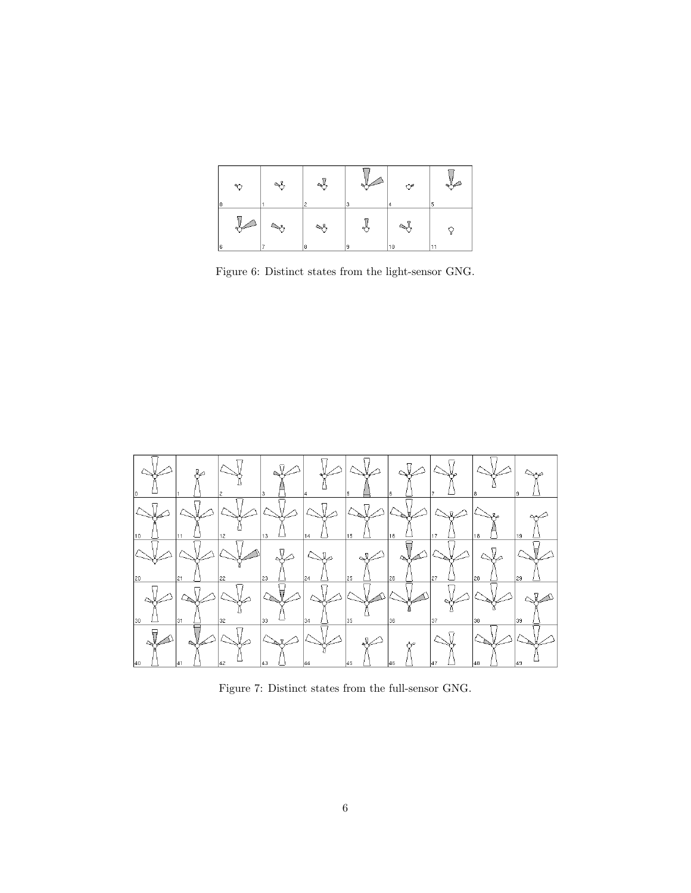Figure 6: Distinct states from the light-sensor GNG.

Figure 7: Distinct states from the full-sensor GNG.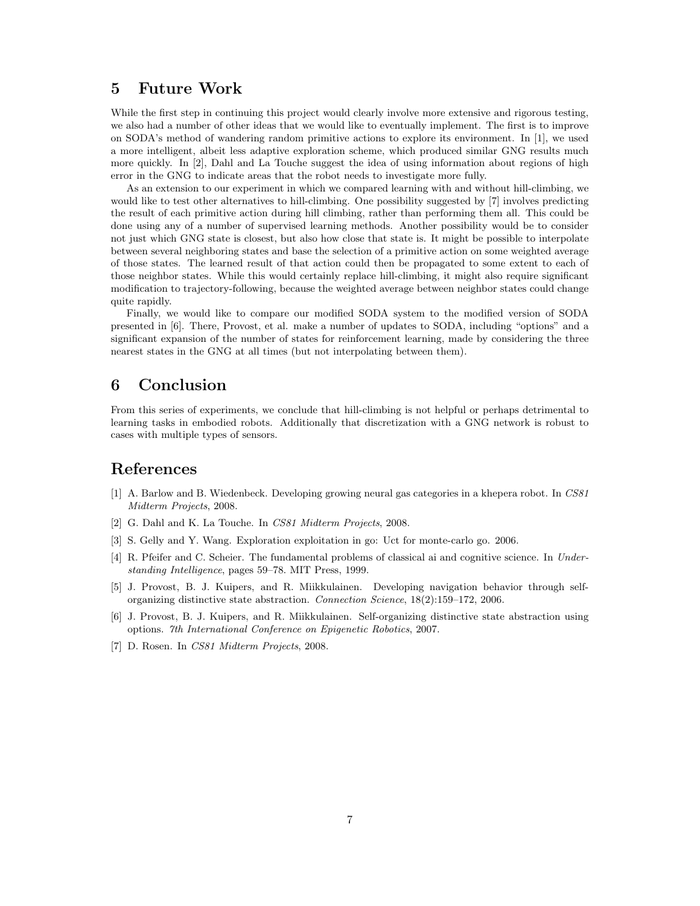## 5 Future Work

While the first step in continuing this project would clearly involve more extensive and rigorous testing, we also had a number of other ideas that we would like to eventually implement. The first is to improve on SODA's method of wandering random primitive actions to explore its environment. In [1], we used a more intelligent, albeit less adaptive exploration scheme, which produced similar GNG results much more quickly. In [2], Dahl and La Touche suggest the idea of using information about regions of high error in the GNG to indicate areas that the robot needs to investigate more fully.

As an extension to our experiment in which we compared learning with and without hill-climbing, we would like to test other alternatives to hill-climbing. One possibility suggested by [7] involves predicting the result of each primitive action during hill climbing, rather than performing them all. This could be done using any of a number of supervised learning methods. Another possibility would be to consider not just which GNG state is closest, but also how close that state is. It might be possible to interpolate between several neighboring states and base the selection of a primitive action on some weighted average of those states. The learned result of that action could then be propagated to some extent to each of those neighbor states. While this would certainly replace hill-climbing, it might also require significant modification to trajectory-following, because the weighted average between neighbor states could change quite rapidly.

Finally, we would like to compare our modified SODA system to the modified version of SODA presented in [6]. There, Provost, et al. make a number of updates to SODA, including "options" and a significant expansion of the number of states for reinforcement learning, made by considering the three nearest states in the GNG at all times (but not interpolating between them).

## 6 Conclusion

From this series of experiments, we conclude that hill-climbing is not helpful or perhaps detrimental to learning tasks in embodied robots. Additionally that discretization with a GNG network is robust to cases with multiple types of sensors.

## References

[1] A. Barlow and B. Wiedenbeck. Developing growing neural gas categories in a khepera robot. In *CS81 Midterm Projects*, 2008.

[2] G. Dahl and K. La Touche. In *CS81 Midterm Projects*, 2008.

[3] S. Gelly and Y. Wang. Exploration exploitation in go: Uct for monte-carlo go. 2006.

[4] R. Pfeifer and C. Scheier. The fundamental problems of classical ai and cognitive science. In *Understanding Intelligence*, pages 59–78. MIT Press, 1999.

[5] J. Provost, B. J. Kuipers, and R. Miikkulainen. Developing navigation behavior through self-organizing distinctive state abstraction. *Connection Science*, 18(2):159–172, 2006.

[6] J. Provost, B. J. Kuipers, and R. Miikkulainen. Self-organizing distinctive state abstraction using options. *7th International Conference on Epigenetic Robotics*, 2007.

[7] D. Rosen. In *CS81 Midterm Projects*, 2008.